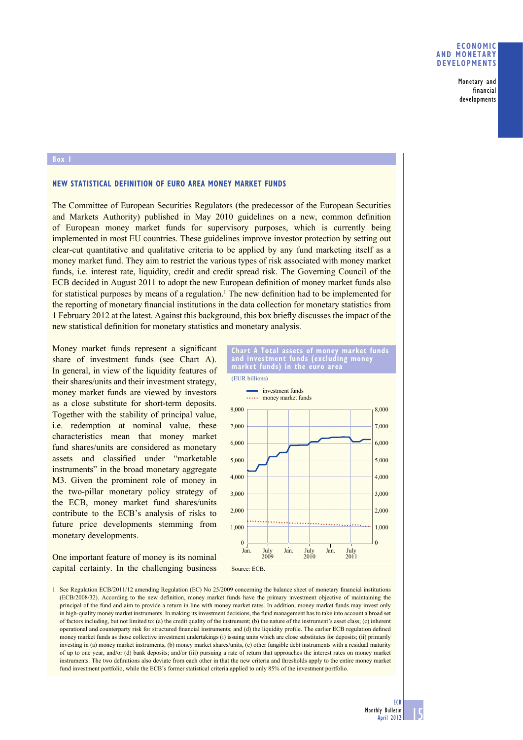## Box 1

### NEW STATISTICAL DEFINITION OF EURO AREA MONEY MARKET FUNDS

The Committee of European Securities Regulators (the predecessor of the European Securities and Markets Authority) published in May 2010 guidelines on a new, common definition of European money market funds for supervisory purposes, which is currently being implemented in most EU countries. These guidelines improve investor protection by setting out clear-cut quantitative and qualitative criteria to be applied by any fund marketing itself as a money market fund. They aim to restrict the various types of risk associated with money market funds, i.e. interest rate, liquidity, credit and credit spread risk. The Governing Council of the ECB decided in August 2011 to adopt the new European definition of money market funds also for statistical purposes by means of a regulation.[1] The new definition had to be implemented for the reporting of monetary financial institutions in the data collection for monetary statistics from 1 February 2012 at the latest. Against this background, this box briefly discusses the impact of the new statistical definition for monetary statistics and monetary analysis.

Money market funds represent a significant share of investment funds (see Chart A). In general, in view of the liquidity features of their shares/units and their investment strategy, money market funds are viewed by investors as a close substitute for short-term deposits. Together with the stability of principal value, i.e. redemption at nominal value, these characteristics mean that money market fund shares/units are considered as monetary assets and classified under "marketable instruments" in the broad monetary aggregate M3. Given the prominent role of money in the two-pillar monetary policy strategy of the ECB, money market fund shares/units contribute to the ECB's analysis of risks to future price developments stemming from monetary developments.

**Chart A Total assets of money market funds and investment funds (excluding money market funds) in the euro area**

(EUR billions)

- investment funds
- money market funds

Source: ECB.

One important feature of money is its nominal capital certainty. In the challenging business

1 See Regulation ECB/2011/12 amending Regulation (EC) No 25/2009 concerning the balance sheet of monetary financial institutions (ECB/2008/32). According to the new definition, money market funds have the primary investment objective of maintaining the principal of the fund and aim to provide a return in line with money market rates. In addition, money market funds may invest only in high-quality money market instruments. In making its investment decisions, the fund management has to take into account a broad set of factors including, but not limited to: (a) the credit quality of the instrument; (b) the nature of the instrument's asset class; (c) inherent operational and counterparty risk for structured financial instruments; and (d) the liquidity profile. The earlier ECB regulation defined money market funds as those collective investment undertakings (i) issuing units which are close substitutes for deposits; (ii) primarily investing in (a) money market instruments, (b) money market shares/units, (c) other fungible debt instruments with a residual maturity of up to one year, and/or (d) bank deposits; and/or (iii) pursuing a rate of return that approaches the interest rates on money market instruments. The two definitions also deviate from each other in that the new criteria and thresholds apply to the entire money market fund investment portfolio, while the ECB's former statistical criteria applied to only 85% of the investment portfolio.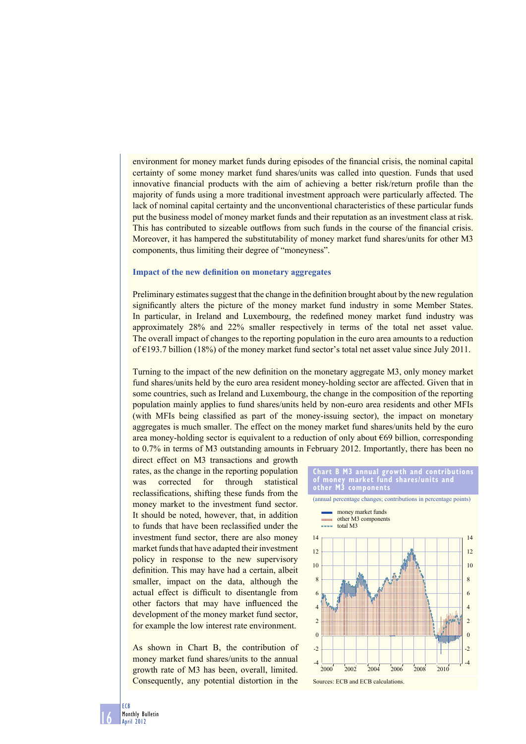environment for money market funds during episodes of the financial crisis, the nominal capital certainty of some money market fund shares/units was called into question. Funds that used innovative financial products with the aim of achieving a better risk/return profile than the majority of funds using a more traditional investment approach were particularly affected. The lack of nominal capital certainty and the unconventional characteristics of these particular funds put the business model of money market funds and their reputation as an investment class at risk. This has contributed to sizeable outflows from such funds in the course of the financial crisis. Moreover, it has hampered the substitutability of money market fund shares/units for other M3 components, thus limiting their degree of "moneyness".

### Impact of the new definition on monetary aggregates

Preliminary estimates suggest that the change in the definition brought about by the new regulation significantly alters the picture of the money market fund industry in some Member States. In particular, in Ireland and Luxembourg, the redefined money market fund industry was approximately 28% and 22% smaller respectively in terms of the total net asset value. The overall impact of changes to the reporting population in the euro area amounts to a reduction of €193.7 billion (18%) of the money market fund sector's total net asset value since July 2011.

Turning to the impact of the new definition on the monetary aggregate M3, only money market fund shares/units held by the euro area resident money-holding sector are affected. Given that in some countries, such as Ireland and Luxembourg, the change in the composition of the reporting population mainly applies to fund shares/units held by non-euro area residents and other MFIs (with MFIs being classified as part of the money-issuing sector), the impact on monetary aggregates is much smaller. The effect on the money market fund shares/units held by the euro area money-holding sector is equivalent to a reduction of only about €69 billion, corresponding to 0.7% in terms of M3 outstanding amounts in February 2012. Importantly, there has been no direct effect on M3 transactions and growth rates, as the change in the reporting population was corrected for through statistical reclassifications, shifting these funds from the money market to the investment fund sector. It should be noted, however, that, in addition to funds that have been reclassified under the investment fund sector, there are also money market funds that have adapted their investment policy in response to the new supervisory definition. This may have had a certain, albeit smaller, impact on the data, although the actual effect is difficult to disentangle from other factors that may have influenced the development of the money market fund sector, for example the low interest rate environment.

As shown in Chart B, the contribution of money market fund shares/units to the annual growth rate of M3 has been, overall, limited. Consequently, any potential distortion in the

**Chart B M3 annual growth and contributions of money market fund shares/units and other M3 components**

(annual percentage changes; contributions in percentage points)

- money market funds
- other M3 components
- total M3

Sources: ECB and ECB calculations.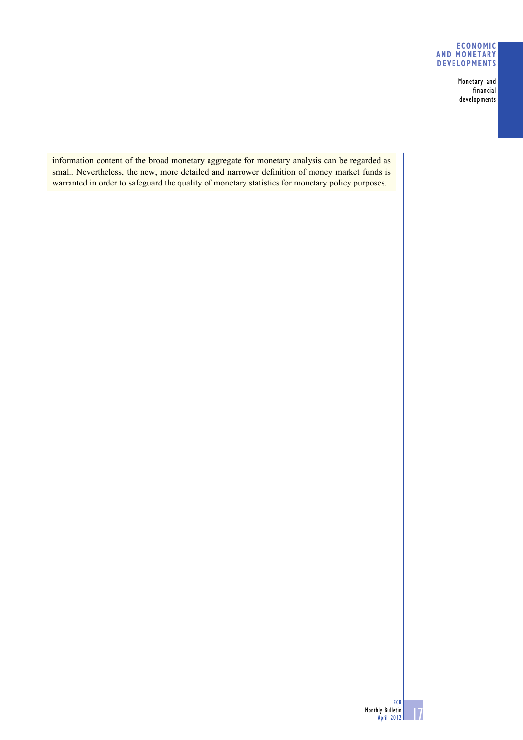information content of the broad monetary aggregate for monetary analysis can be regarded as small. Nevertheless, the new, more detailed and narrower definition of money market funds is warranted in order to safeguard the quality of monetary statistics for monetary policy purposes.